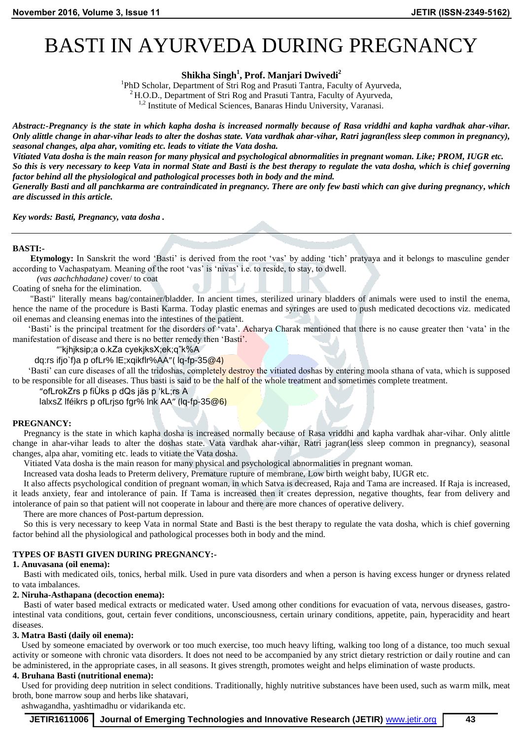# BASTI IN AYURVEDA DURING PREGNANCY

**Shikha Singh[1], Prof. Manjari Dwivedi[2]**

[1]PhD Scholar, Department of Stri Rog and Prasuti Tantra, Faculty of Ayurveda,
[2] H.O.D., Department of Stri Rog and Prasuti Tantra, Faculty of Ayurveda,
[1,2] Institute of Medical Sciences, Banaras Hindu University, Varanasi.

***Abstract:-Pregnancy is the state in which kapha dosha is increased normally because of Rasa vriddhi and kapha vardhak ahar-vihar. Only alittle change in ahar-vihar leads to alter the doshas state. Vata vardhak ahar-vihar, Ratri jagran(less sleep common in pregnancy), seasonal changes, alpa ahar, vomiting etc. leads to vitiate the Vata dosha.***

***Vitiated Vata dosha is the main reason for many physical and psychological abnormalities in pregnant woman. Like; PROM, IUGR etc. So this is very necessary to keep Vata in normal State and Basti is the best therapy to regulate the vata dosha, which is chief governing factor behind all the physiological and pathological processes both in body and the mind.***

***Generally Basti and all panchkarma are contraindicated in pregnancy. There are only few basti which can give during pregnancy, which are discussed in this article.***

***Key words: Basti, Pregnancy, vata dosha .***

---

**BASTI:-**

**Etymology:** In Sanskrit the word 'Basti' is derived from the root 'vas' by adding 'tich' pratyaya and it belongs to masculine gender according to Vachaspatyam. Meaning of the root 'vas' is 'nivas' i.e. to reside, to stay, to dwell.

*(vas aachchhadane)* cover/ to coat

Coating of sneha for the elimination.

"Basti" literally means bag/container/bladder. In ancient times, sterilized urinary bladders of animals were used to instil the enema, hence the name of the procedure is Basti Karma. Today plastic enemas and syringes are used to push medicated decoctions viz. medicated oil enemas and cleansing enemas into the intestines of the patient.

'Basti' is the principal treatment for the disorders of 'vata'. Acharya Charak mentioned that there is no cause greater then 'vata' in the manifestation of disease and there is no better remedy then 'Basti'.

"'kjhjksip;a o.kZa cyekjksX;ek;q"k%A
dq:rs ifjo`f)a p ofLr% lE;xqikflr%AA"( lq-fp-35@4)

'Basti' can cure diseases of all the tridoshas, completely destroy the vitiated doshas by entering moola sthana of vata, which is supposed to be responsible for all diseases. Thus basti is said to be the half of the whole treatment and sometimes complete treatment.

"ofLrokZrs p fiÙks p dQs jäs p 'kL;rs A
lalxsZ lféikrs p ofLrjso fgr% lnk AA" (lq-fp-35@6)

**PREGNANCY:**

Pregnancy is the state in which kapha dosha is increased normally because of Rasa vriddhi and kapha vardhak ahar-vihar. Only alittle change in ahar-vihar leads to alter the doshas state. Vata vardhak ahar-vihar, Ratri jagran(less sleep common in pregnancy), seasonal changes, alpa ahar, vomiting etc. leads to vitiate the Vata dosha.

Vitiated Vata dosha is the main reason for many physical and psychological abnormalities in pregnant woman.

Increased vata dosha leads to Preterm delivery, Premature rupture of membrane, Low birth weight baby, IUGR etc.

It also affects psychological condition of pregnant woman, in which Satva is decreased, Raja and Tama are increased. If Raja is increased, it leads anxiety, fear and intolerance of pain. If Tama is increased then it creates depression, negative thoughts, fear from delivery and intolerance of pain so that patient will not cooperate in labour and there are more chances of operative delivery.

There are more chances of Post-partum depression.

So this is very necessary to keep Vata in normal State and Basti is the best therapy to regulate the vata dosha, which is chief governing factor behind all the physiological and pathological processes both in body and the mind.

**TYPES OF BASTI GIVEN DURING PREGNANCY:-**

**1. Anuvasana (oil enema):**

Basti with medicated oils, tonics, herbal milk. Used in pure vata disorders and when a person is having excess hunger or dryness related to vata imbalances.

**2. Niruha-Asthapana (decoction enema):**

Basti of water based medical extracts or medicated water. Used among other conditions for evacuation of vata, nervous diseases, gastro-intestinal vata conditions, gout, certain fever conditions, unconsciousness, certain urinary conditions, appetite, pain, hyperacidity and heart diseases.

**3. Matra Basti (daily oil enema):**

Used by someone emaciated by overwork or too much exercise, too much heavy lifting, walking too long of a distance, too much sexual activity or someone with chronic vata disorders. It does not need to be accompanied by any strict dietary restriction or daily routine and can be administered, in the appropriate cases, in all seasons. It gives strength, promotes weight and helps elimination of waste products.

**4. Bruhana Basti (nutritional enema):**

Used for providing deep nutrition in select conditions. Traditionally, highly nutritive substances have been used, such as warm milk, meat broth, bone marrow soup and herbs like shatavari, ashwagandha, yashtimadhu or vidarikanda etc.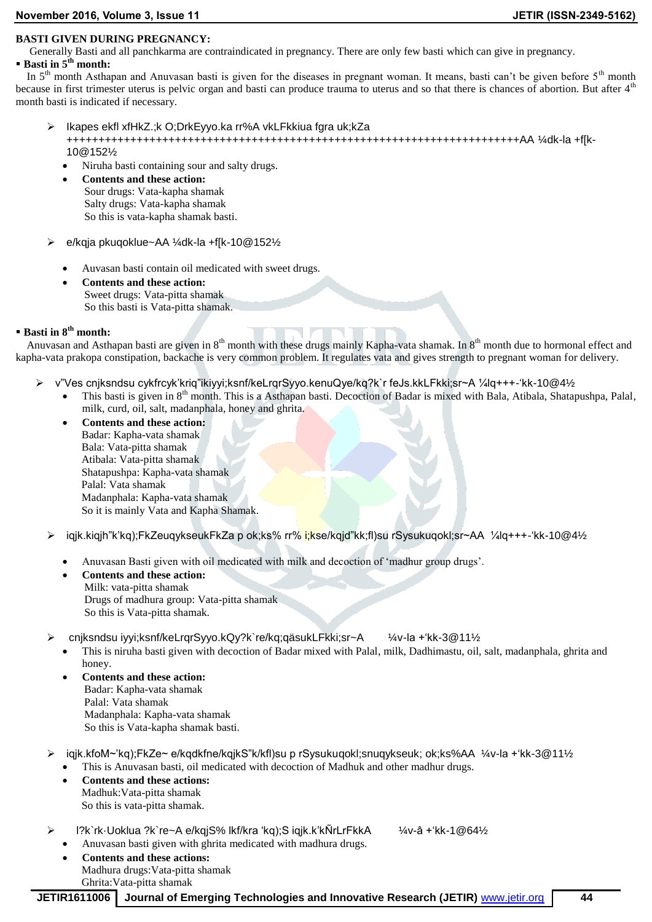**BASTI GIVEN DURING PREGNANCY:**

Generally Basti and all panchkarma are contraindicated in pregnancy. There are only few basti which can give in pregnancy.

- **Basti in 5th month:**

In 5th month Asthapan and Anuvasan basti is given for the diseases in pregnant woman. It means, basti can't be given before 5th month because in first trimester uterus is pelvic organ and basti can produce trauma to uterus and so that there is chances of abortion. But after 4th month basti is indicated if necessary.

> Ikapes ekfl xfHkZ.;k O;DrkEyyo.ka rr%A vkLFkkiua fgra uk;kZa ++++++++++++++++++++++++++++++++++++++++++++++++++++++++++++++++++++++++++AA ¼dk-la +f[k-10@152½

- Niruha basti containing sour and salty drugs.
- **Contents and these action:**
  Sour drugs: Vata-kapha shamak
  Salty drugs: Vata-kapha shamak
  So this is vata-kapha shamak basti.

> e/kqja pkuqoklue~AA ¼dk-la +f[k-10@152½

- Auvasan basti contain oil medicated with sweet drugs.
- **Contents and these action:**
  Sweet drugs: Vata-pitta shamak
  So this basti is Vata-pitta shamak.

- **Basti in 8th month:**

Anuvasan and Asthapan basti are given in 8th month with these drugs mainly Kapha-vata shamak. In 8th month due to hormonal effect and kapha-vata prakopa constipation, backache is very common problem. It regulates vata and gives strength to pregnant woman for delivery.

> v"Ves cnjksndsu cykfrcyk'kriq"ikiyyi;ksnf/keLrqrSyyo.kenuQye/kq?k`r feJs.kkLFkki;sr~A ¼lq+++-'kk-10@4½

- This basti is given in 8th month. This is a Asthapan basti. Decoction of Badar is mixed with Bala, Atibala, Shatapushpa, Palal, milk, curd, oil, salt, madanphala, honey and ghrita.
- **Contents and these action:**
  Badar: Kapha-vata shamak
  Bala: Vata-pitta shamak
  Atibala: Vata-pitta shamak
  Shatapushpa: Kapha-vata shamak
  Palal: Vata shamak
  Madanphala: Kapha-vata shamak
  So it is mainly Vata and Kapha Shamak.

> iqjk.kiqjh"k'kq);FkZeuqykseukFkZa p ok;ks% rr% i;kse/kqjd"kk;fl)su rSysukuqokl;sr~AA ¼lq+++-'kk-10@4½

- Anuvasan Basti given with oil medicated with milk and decoction of 'madhur group drugs'.
- **Contents and these action:**
  Milk: vata-pitta shamak
  Drugs of madhura group: Vata-pitta shamak
  So this is Vata-pitta shamak.

> cnjksndsu iyyi;ksnf/keLrqrSyyo.kQy?k`re/kq;qäsukLFkki;sr~A ¼v-la +'kk-3@11½

- This is niruha basti given with decoction of Badar mixed with Palal, milk, Dadhimastu, oil, salt, madanphala, ghrita and honey.
- **Contents and these action:**
  Badar: Kapha-vata shamak
  Palal: Vata shamak
  Madanphala: Kapha-vata shamak
  So this is Vata-kapha shamak basti.

> iqjk.kfoM~'kq);FkZe~ e/kqdkfne/kqjkS"k/kfl)su p rSysukuqokl;snuqykseuk; ok;ks%AA ¼v-la +'kk-3@11½

- This is Anuvasan basti, oil medicated with decoction of Madhuk and other madhur drugs.
- **Contents and these action:**
  Madhuk:Vata-pitta shamak
  So this is vata-pitta shamak.

> l?k`rk·Uoklua ?k`re~A e/kqjS% lkf/kra 'kq);S iqjk.k'kÑrLrFkkA ¼v-â +'kk-1@64½

- Anuvasan basti given with ghrita medicated with madhura drugs.
- **Contents and these actions:**
  Madhura drugs:Vata-pitta shamak
  Ghrita:Vata-pitta shamak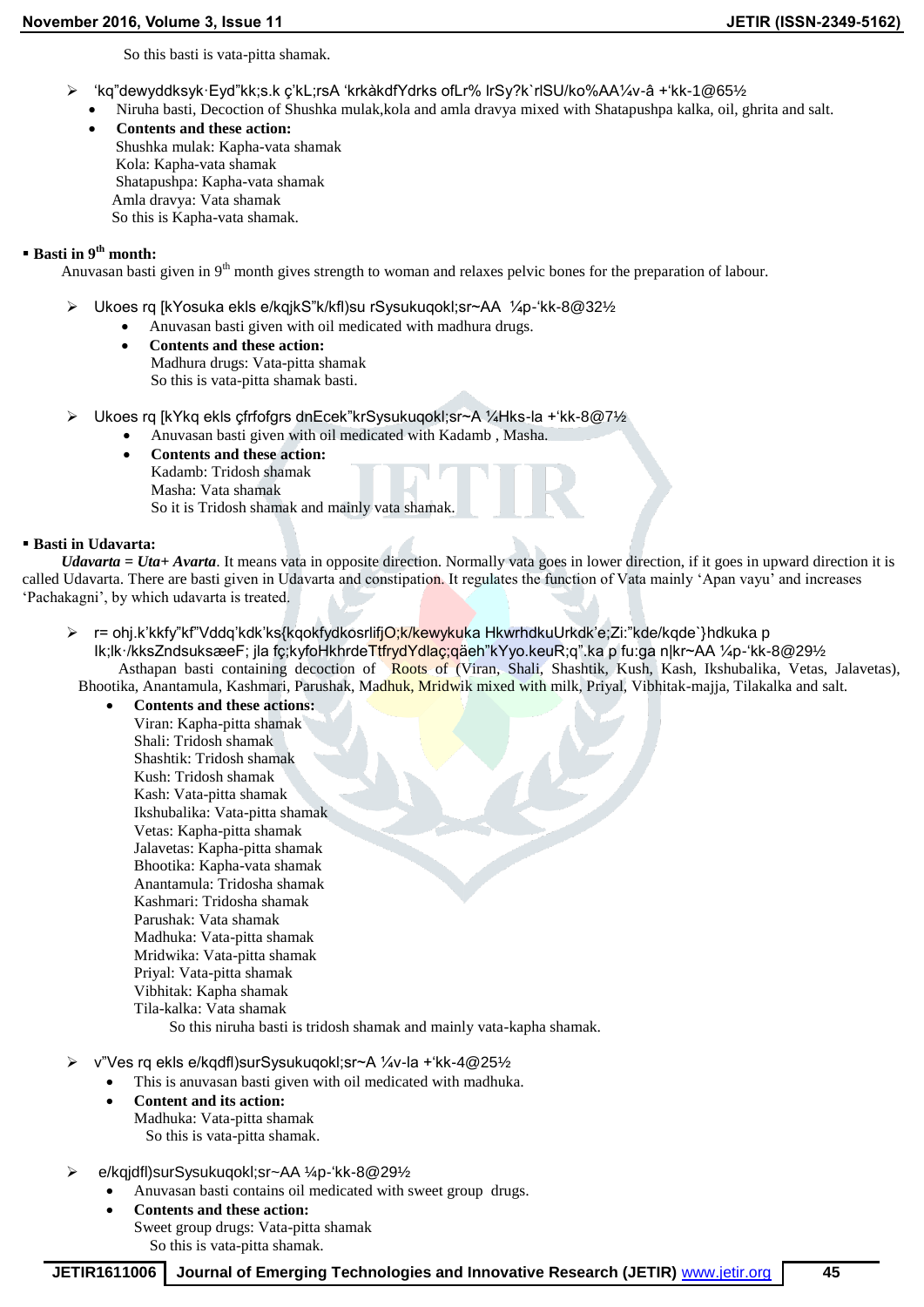So this basti is vata-pitta shamak.

- 'kq"dewyddksyk·Eyd"kk;s.k ç'kL;rsA 'krkàkdfYdrks ofLr% lrSy?k`rlSU/ko%AA¼v-â +'kk-1@65½
  - Niruha basti, Decoction of Shushka mulak,kola and amla dravya mixed with Shatapushpa kalka, oil, ghrita and salt.
  - **Contents and these action:**
    Shushka mulak: Kapha-vata shamak
    Kola: Kapha-vata shamak
    Shatapushpa: Kapha-vata shamak
    Amla dravya: Vata shamak
    So this is Kapha-vata shamak.

- **Basti in 9th month:**

Anuvasan basti given in 9th month gives strength to woman and relaxes pelvic bones for the preparation of labour.

- Ukoes rq [kYosuka ekls e/kqjkS"k/kfl)su rSysukuqokl;sr~AA ¼p-'kk-8@32½
  - Anuvasan basti given with oil medicated with madhura drugs.
  - **Contents and these action:**
    Madhura drugs: Vata-pitta shamak
    So this is vata-pitta shamak basti.

- Ukoes rq [kYkq ekls çfrfofgrs dnEcek"krSysukuqokl;sr~A ¼Hks-la +'kk-8@7½
  - Anuvasan basti given with oil medicated with Kadamb , Masha.
  - **Contents and these action:**
    Kadamb: Tridosh shamak
    Masha: Vata shamak
    So it is Tridosh shamak and mainly vata shamak.

- **Basti in Udavarta:**

***Udavarta = Uta+ Avarta***. It means vata in opposite direction. Normally vata goes in lower direction, if it goes in upward direction it is called Udavarta. There are basti given in Udavarta and constipation. It regulates the function of Vata mainly 'Apan vayu' and increases 'Pachakagni', by which udavarta is treated.

- r= ohj.k'kkfy"kf"Vddq'kdk'ks{kqokfydkosrlifjO;k/kewylukuka HkwrhdkuUrkdk'e;Zi:"kde/kqde`}hdkuka p lk;lk·/kksZndsuksæeF; jla fç;kyfoHkhrdeTtfrydYdlaç;qäeh"kYyo.keuR;q".ka p fu:ga n|kr~AA ¼p-'kk-8@29½
  Asthapan basti containing decoction of Roots of (Viran, Shali, Shashtik, Kush, Kash, Ikshubalika, Vetas, Jalavetas), Bhootika, Anantamula, Kashmari, Parushak, Madhuk, Mridwik mixed with milk, Priyal, Vibhitak-majja, Tilakalka and salt.
  - **Contents and these actions:**
    Viran: Kapha-pitta shamak
    Shali: Tridosh shamak
    Shashtik: Tridosh shamak
    Kush: Tridosh shamak
    Kash: Vata-pitta shamak
    Ikshubalika: Vata-pitta shamak
    Vetas: Kapha-pitta shamak
    Jalavetas: Kapha-pitta shamak
    Bhootika: Kapha-vata shamak
    Anantamula: Tridosha shamak
    Kashmari: Tridosha shamak
    Parushak: Vata shamak
    Madhuka: Vata-pitta shamak
    Mridwika: Vata-pitta shamak
    Priyal: Vata-pitta shamak
    Vibhitak: Kapha shamak
    Tila-kalka: Vata shamak
    So this niruha basti is tridosh shamak and mainly vata-kapha shamak.

- v"Ves rq ekls e/kqdfl)surSysukuqokl;sr~A ¼v-la +'kk-4@25½
  - This is anuvasan basti given with oil medicated with madhuka.
  - **Content and its action:**
    Madhuka: Vata-pitta shamak
    So this is vata-pitta shamak.

- e/kqjdfl)surSysukuqokl;sr~AA ¼p-'kk-8@29½
  - Anuvasan basti contains oil medicated with sweet group drugs.
  - **Contents and these action:**
    Sweet group drugs: Vata-pitta shamak
    So this is vata-pitta shamak.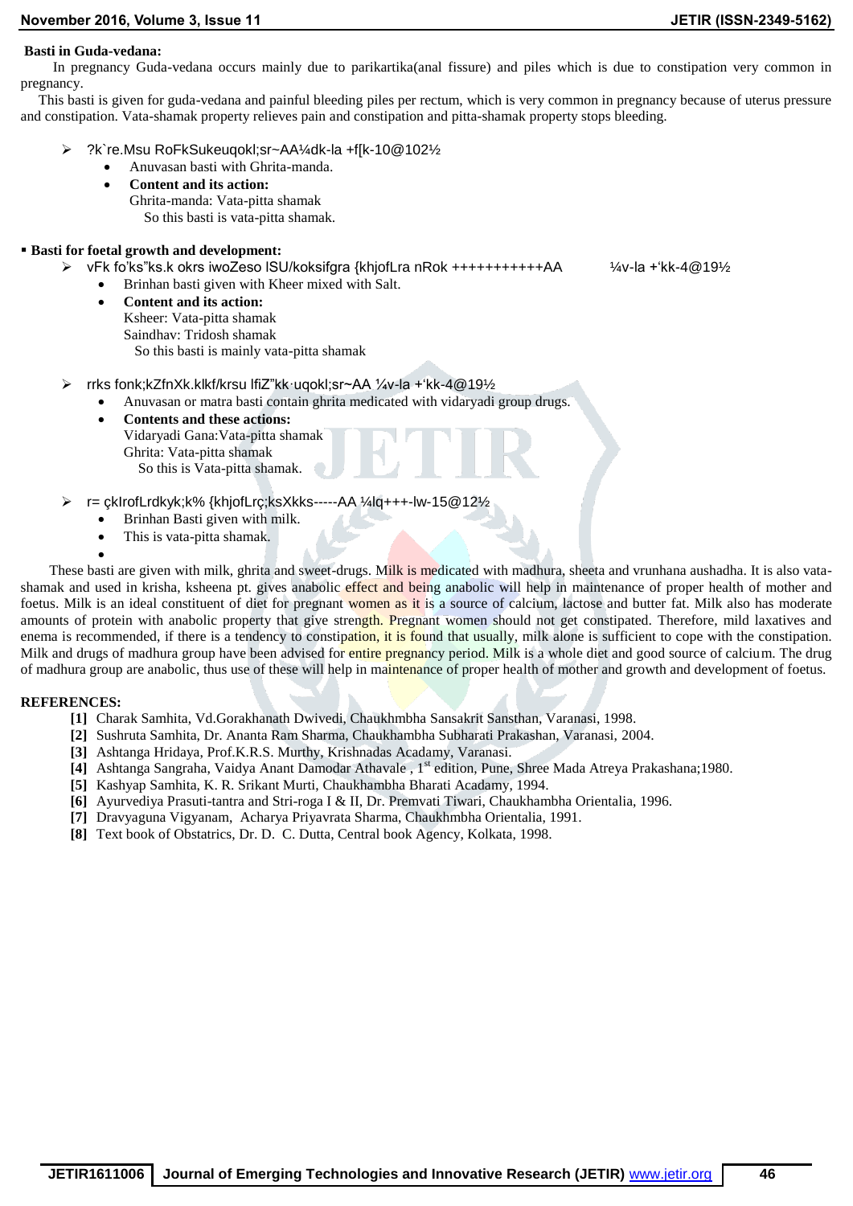**Basti in Guda-vedana:**

In pregnancy Guda-vedana occurs mainly due to parikartika(anal fissure) and piles which is due to constipation very common in pregnancy.

This basti is given for guda-vedana and painful bleeding piles per rectum, which is very common in pregnancy because of uterus pressure and constipation. Vata-shamak property relieves pain and constipation and pitta-shamak property stops bleeding.

- ?k`re.Msu RoFkSukeuqokl;sr~AA¼dk-la +f[k-10@102½
  - Anuvasan basti with Ghrita-manda.
  - **Content and its action:**
    Ghrita-manda: Vata-pitta shamak
    So this basti is vata-pitta shamak.

- **Basti for foetal growth and development:**
  - vFk fo'ks"ks.k okrs iwoZeso lSU/koksifgra {khjofLra nRok +++++++++++AA ¼v-la +'kk-4@19½
    - Brinhan basti given with Kheer mixed with Salt.
    - **Content and its action:**
      Ksheer: Vata-pitta shamak
      Saindhav: Tridosh shamak
      So this basti is mainly vata-pitta shamak
  - rrks fonk;kZfnXk.klkf/krsu lfiZ"kk·uqokl;sr~AA ¼v-la +'kk-4@19½
    - Anuvasan or matra basti contain ghrita medicated with vidaryadi group drugs.
    - **Contents and these actions:**
      Vidaryadi Gana:Vata-pitta shamak
      Ghrita: Vata-pitta shamak
      So this is Vata-pitta shamak.
  - r= çkIrofLrdkyk;k% {khjofLrç;ksXkks-----AA ¼lq+++-lw-15@12½
    - Brinhan Basti given with milk.
    - This is vata-pitta shamak.

These basti are given with milk, ghrita and sweet-drugs. Milk is medicated with madhura, sheeta and vrunhana aushadha. It is also vata-shamak and used in krisha, ksheena pt. gives anabolic effect and being anabolic will help in maintenance of proper health of mother and foetus. Milk is an ideal constituent of diet for pregnant women as it is a source of calcium, lactose and butter fat. Milk also has moderate amounts of protein with anabolic property that give strength. Pregnant women should not get constipated. Therefore, mild laxatives and enema is recommended, if there is a tendency to constipation, it is found that usually, milk alone is sufficient to cope with the constipation. Milk and drugs of madhura group have been advised for entire pregnancy period. Milk is a whole diet and good source of calcium. The drug of madhura group are anabolic, thus use of these will help in maintenance of proper health of mother and growth and development of foetus.

**REFERENCES:**

**[1]** Charak Samhita, Vd.Gorakhanath Dwivedi, Chaukhmbha Sansakrit Sansthan, Varanasi, 1998.
**[2]** Sushruta Samhita, Dr. Ananta Ram Sharma, Chaukhambha Subharati Prakashan, Varanasi, 2004.
**[3]** Ashtanga Hridaya, Prof.K.R.S. Murthy, Krishnadas Acadamy, Varanasi.
**[4]** Ashtanga Sangraha, Vaidya Anant Damodar Athavale , 1st edition, Pune, Shree Mada Atreya Prakashana;1980.
**[5]** Kashyap Samhita, K. R. Srikant Murti, Chaukhambha Bharati Acadamy, 1994.
**[6]** Ayurvediya Prasuti-tantra and Stri-roga I & II, Dr. Premvati Tiwari, Chaukhambha Orientalia, 1996.
**[7]** Dravyaguna Vigyanam, Acharya Priyavrata Sharma, Chaukhmbha Orientalia, 1991.
**[8]** Text book of Obstatrics, Dr. D. C. Dutta, Central book Agency, Kolkata, 1998.